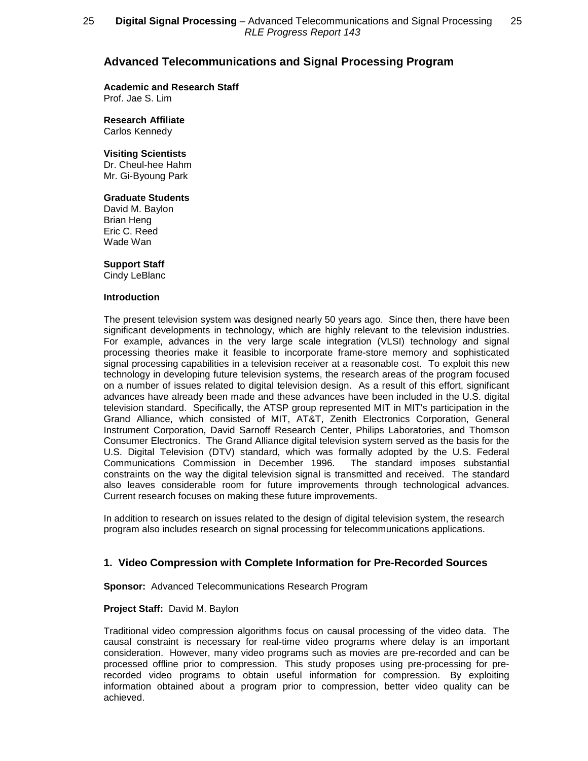## Advanced Telecommunications and Signal Processing Program

**Academic and Research Staff**
Prof. Jae S. Lim

**Research Affiliate**
Carlos Kennedy

**Visiting Scientists**
Dr. Cheul-hee Hahm
Mr. Gi-Byoung Park

**Graduate Students**
David M. Baylon
Brian Heng
Eric C. Reed
Wade Wan

**Support Staff**
Cindy LeBlanc

**Introduction**

The present television system was designed nearly 50 years ago. Since then, there have been significant developments in technology, which are highly relevant to the television industries. For example, advances in the very large scale integration (VLSI) technology and signal processing theories make it feasible to incorporate frame-store memory and sophisticated signal processing capabilities in a television receiver at a reasonable cost. To exploit this new technology in developing future television systems, the research areas of the program focused on a number of issues related to digital television design. As a result of this effort, significant advances have already been made and these advances have been included in the U.S. digital television standard. Specifically, the ATSP group represented MIT in MIT's participation in the Grand Alliance, which consisted of MIT, AT&T, Zenith Electronics Corporation, General Instrument Corporation, David Sarnoff Research Center, Philips Laboratories, and Thomson Consumer Electronics. The Grand Alliance digital television system served as the basis for the U.S. Digital Television (DTV) standard, which was formally adopted by the U.S. Federal Communications Commission in December 1996. The standard imposes substantial constraints on the way the digital television signal is transmitted and received. The standard also leaves considerable room for future improvements through technological advances. Current research focuses on making these future improvements.

In addition to research on issues related to the design of digital television system, the research program also includes research on signal processing for telecommunications applications.

### 1. Video Compression with Complete Information for Pre-Recorded Sources

**Sponsor:** Advanced Telecommunications Research Program

**Project Staff:** David M. Baylon

Traditional video compression algorithms focus on causal processing of the video data. The causal constraint is necessary for real-time video programs where delay is an important consideration. However, many video programs such as movies are pre-recorded and can be processed offline prior to compression. This study proposes using pre-processing for pre-recorded video programs to obtain useful information for compression. By exploiting information obtained about a program prior to compression, better video quality can be achieved.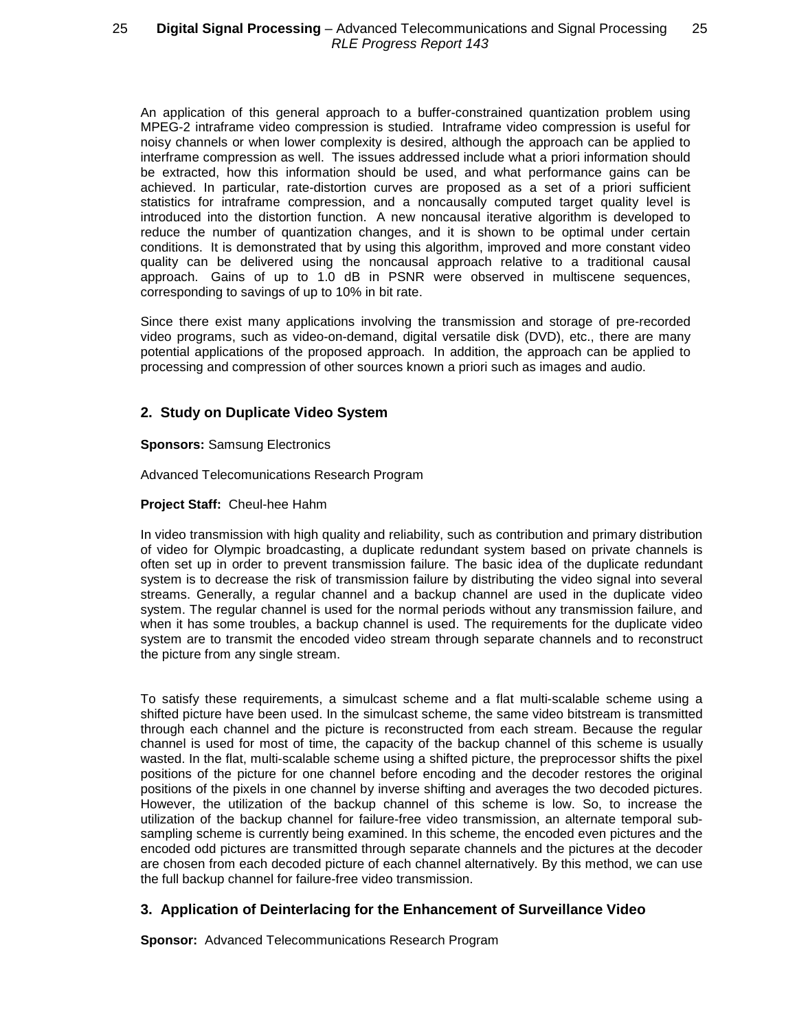An application of this general approach to a buffer-constrained quantization problem using MPEG-2 intraframe video compression is studied. Intraframe video compression is useful for noisy channels or when lower complexity is desired, although the approach can be applied to interframe compression as well. The issues addressed include what a priori information should be extracted, how this information should be used, and what performance gains can be achieved. In particular, rate-distortion curves are proposed as a set of a priori sufficient statistics for intraframe compression, and a noncausally computed target quality level is introduced into the distortion function. A new noncausal iterative algorithm is developed to reduce the number of quantization changes, and it is shown to be optimal under certain conditions. It is demonstrated that by using this algorithm, improved and more constant video quality can be delivered using the noncausal approach relative to a traditional causal approach. Gains of up to 1.0 dB in PSNR were observed in multiscene sequences, corresponding to savings of up to 10% in bit rate.

Since there exist many applications involving the transmission and storage of pre-recorded video programs, such as video-on-demand, digital versatile disk (DVD), etc., there are many potential applications of the proposed approach. In addition, the approach can be applied to processing and compression of other sources known a priori such as images and audio.

## 2. Study on Duplicate Video System

**Sponsors:** Samsung Electronics

Advanced Telecomunications Research Program

**Project Staff:** Cheul-hee Hahm

In video transmission with high quality and reliability, such as contribution and primary distribution of video for Olympic broadcasting, a duplicate redundant system based on private channels is often set up in order to prevent transmission failure. The basic idea of the duplicate redundant system is to decrease the risk of transmission failure by distributing the video signal into several streams. Generally, a regular channel and a backup channel are used in the duplicate video system. The regular channel is used for the normal periods without any transmission failure, and when it has some troubles, a backup channel is used. The requirements for the duplicate video system are to transmit the encoded video stream through separate channels and to reconstruct the picture from any single stream.

To satisfy these requirements, a simulcast scheme and a flat multi-scalable scheme using a shifted picture have been used. In the simulcast scheme, the same video bitstream is transmitted through each channel and the picture is reconstructed from each stream. Because the regular channel is used for most of time, the capacity of the backup channel of this scheme is usually wasted. In the flat, multi-scalable scheme using a shifted picture, the preprocessor shifts the pixel positions of the picture for one channel before encoding and the decoder restores the original positions of the pixels in one channel by inverse shifting and averages the two decoded pictures. However, the utilization of the backup channel of this scheme is low. So, to increase the utilization of the backup channel for failure-free video transmission, an alternate temporal sub-sampling scheme is currently being examined. In this scheme, the encoded even pictures and the encoded odd pictures are transmitted through separate channels and the pictures at the decoder are chosen from each decoded picture of each channel alternatively. By this method, we can use the full backup channel for failure-free video transmission.

## 3. Application of Deinterlacing for the Enhancement of Surveillance Video

**Sponsor:** Advanced Telecommunications Research Program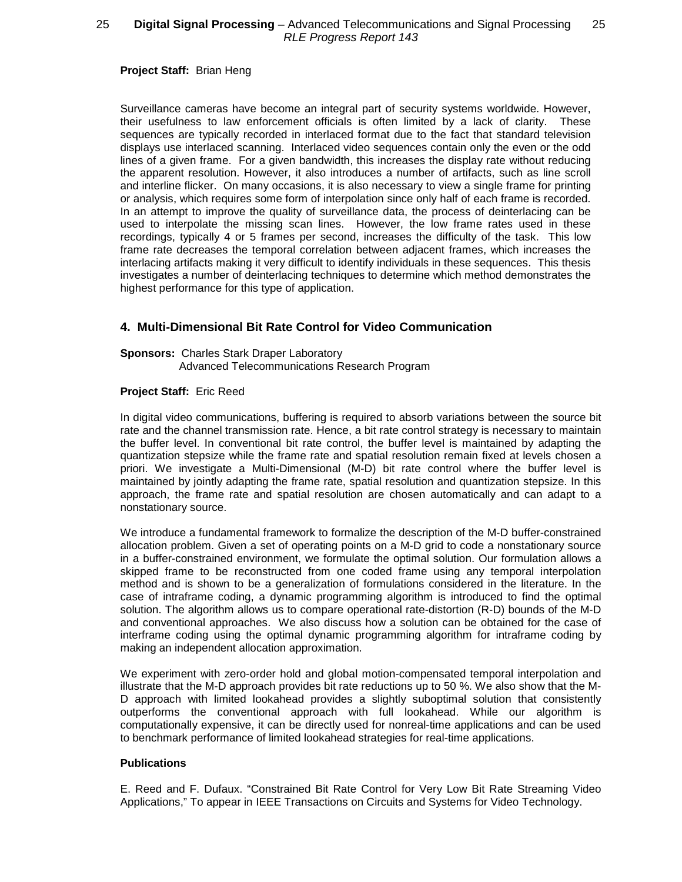**Project Staff:** Brian Heng

Surveillance cameras have become an integral part of security systems worldwide. However, their usefulness to law enforcement officials is often limited by a lack of clarity. These sequences are typically recorded in interlaced format due to the fact that standard television displays use interlaced scanning. Interlaced video sequences contain only the even or the odd lines of a given frame. For a given bandwidth, this increases the display rate without reducing the apparent resolution. However, it also introduces a number of artifacts, such as line scroll and interline flicker. On many occasions, it is also necessary to view a single frame for printing or analysis, which requires some form of interpolation since only half of each frame is recorded. In an attempt to improve the quality of surveillance data, the process of deinterlacing can be used to interpolate the missing scan lines. However, the low frame rates used in these recordings, typically 4 or 5 frames per second, increases the difficulty of the task. This low frame rate decreases the temporal correlation between adjacent frames, which increases the interlacing artifacts making it very difficult to identify individuals in these sequences. This thesis investigates a number of deinterlacing techniques to determine which method demonstrates the highest performance for this type of application.

## 4. Multi-Dimensional Bit Rate Control for Video Communication

**Sponsors:** Charles Stark Draper Laboratory
Advanced Telecommunications Research Program

**Project Staff:** Eric Reed

In digital video communications, buffering is required to absorb variations between the source bit rate and the channel transmission rate. Hence, a bit rate control strategy is necessary to maintain the buffer level. In conventional bit rate control, the buffer level is maintained by adapting the quantization stepsize while the frame rate and spatial resolution remain fixed at levels chosen a priori. We investigate a Multi-Dimensional (M-D) bit rate control where the buffer level is maintained by jointly adapting the frame rate, spatial resolution and quantization stepsize. In this approach, the frame rate and spatial resolution are chosen automatically and can adapt to a nonstationary source.

We introduce a fundamental framework to formalize the description of the M-D buffer-constrained allocation problem. Given a set of operating points on a M-D grid to code a nonstationary source in a buffer-constrained environment, we formulate the optimal solution. Our formulation allows a skipped frame to be reconstructed from one coded frame using any temporal interpolation method and is shown to be a generalization of formulations considered in the literature. In the case of intraframe coding, a dynamic programming algorithm is introduced to find the optimal solution. The algorithm allows us to compare operational rate-distortion (R-D) bounds of the M-D and conventional approaches. We also discuss how a solution can be obtained for the case of interframe coding using the optimal dynamic programming algorithm for intraframe coding by making an independent allocation approximation.

We experiment with zero-order hold and global motion-compensated temporal interpolation and illustrate that the M-D approach provides bit rate reductions up to 50 %. We also show that the M-D approach with limited lookahead provides a slightly suboptimal solution that consistently outperforms the conventional approach with full lookahead. While our algorithm is computationally expensive, it can be directly used for nonreal-time applications and can be used to benchmark performance of limited lookahead strategies for real-time applications.

**Publications**

E. Reed and F. Dufaux. "Constrained Bit Rate Control for Very Low Bit Rate Streaming Video Applications," To appear in IEEE Transactions on Circuits and Systems for Video Technology.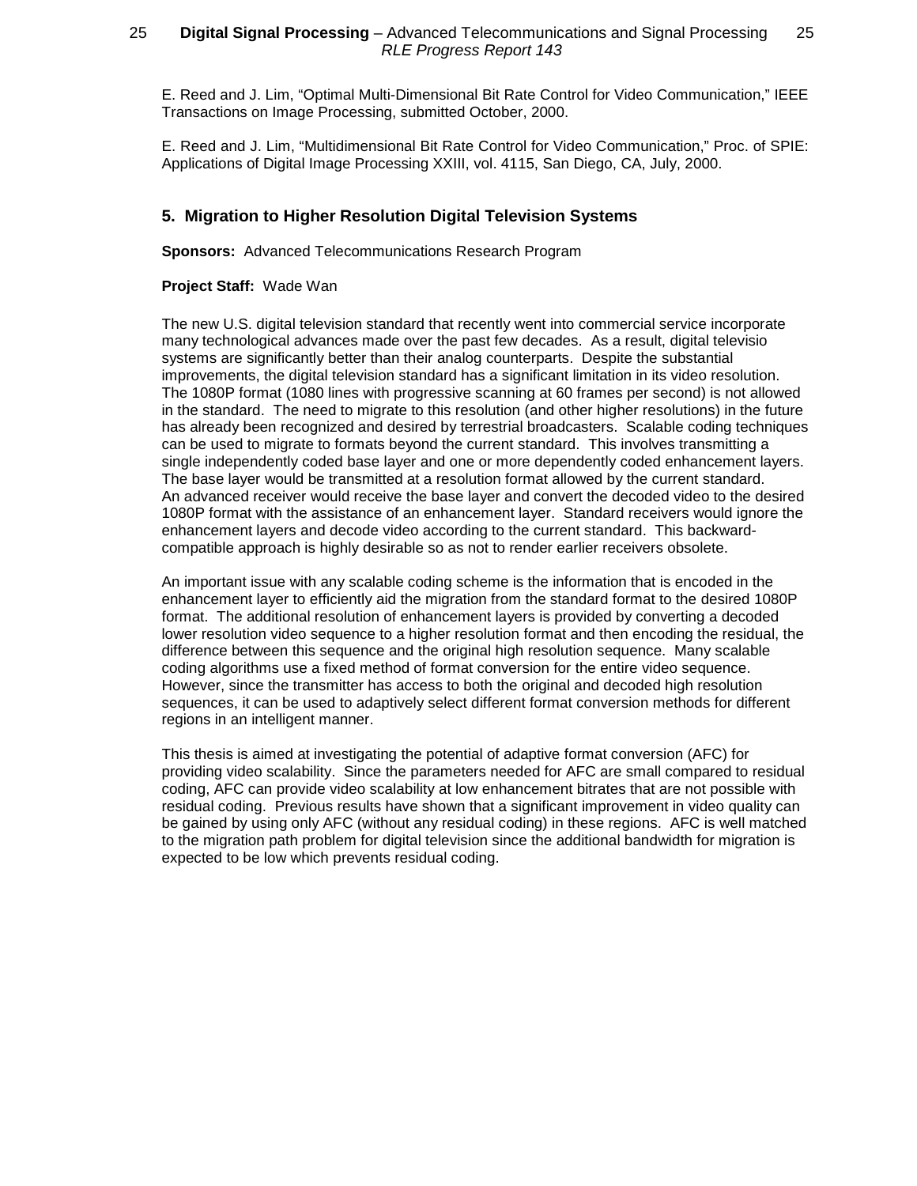E. Reed and J. Lim, "Optimal Multi-Dimensional Bit Rate Control for Video Communication," IEEE Transactions on Image Processing, submitted October, 2000.

E. Reed and J. Lim, "Multidimensional Bit Rate Control for Video Communication," Proc. of SPIE: Applications of Digital Image Processing XXIII, vol. 4115, San Diego, CA, July, 2000.

## 5. Migration to Higher Resolution Digital Television Systems

**Sponsors:** Advanced Telecommunications Research Program

**Project Staff:** Wade Wan

The new U.S. digital television standard that recently went into commercial service incorporate many technological advances made over the past few decades. As a result, digital televisio systems are significantly better than their analog counterparts. Despite the substantial improvements, the digital television standard has a significant limitation in its video resolution. The 1080P format (1080 lines with progressive scanning at 60 frames per second) is not allowed in the standard. The need to migrate to this resolution (and other higher resolutions) in the future has already been recognized and desired by terrestrial broadcasters. Scalable coding techniques can be used to migrate to formats beyond the current standard. This involves transmitting a single independently coded base layer and one or more dependently coded enhancement layers. The base layer would be transmitted at a resolution format allowed by the current standard. An advanced receiver would receive the base layer and convert the decoded video to the desired 1080P format with the assistance of an enhancement layer. Standard receivers would ignore the enhancement layers and decode video according to the current standard. This backward-compatible approach is highly desirable so as not to render earlier receivers obsolete.

An important issue with any scalable coding scheme is the information that is encoded in the enhancement layer to efficiently aid the migration from the standard format to the desired 1080P format. The additional resolution of enhancement layers is provided by converting a decoded lower resolution video sequence to a higher resolution format and then encoding the residual, the difference between this sequence and the original high resolution sequence. Many scalable coding algorithms use a fixed method of format conversion for the entire video sequence. However, since the transmitter has access to both the original and decoded high resolution sequences, it can be used to adaptively select different format conversion methods for different regions in an intelligent manner.

This thesis is aimed at investigating the potential of adaptive format conversion (AFC) for providing video scalability. Since the parameters needed for AFC are small compared to residual coding, AFC can provide video scalability at low enhancement bitrates that are not possible with residual coding. Previous results have shown that a significant improvement in video quality can be gained by using only AFC (without any residual coding) in these regions. AFC is well matched to the migration path problem for digital television since the additional bandwidth for migration is expected to be low which prevents residual coding.